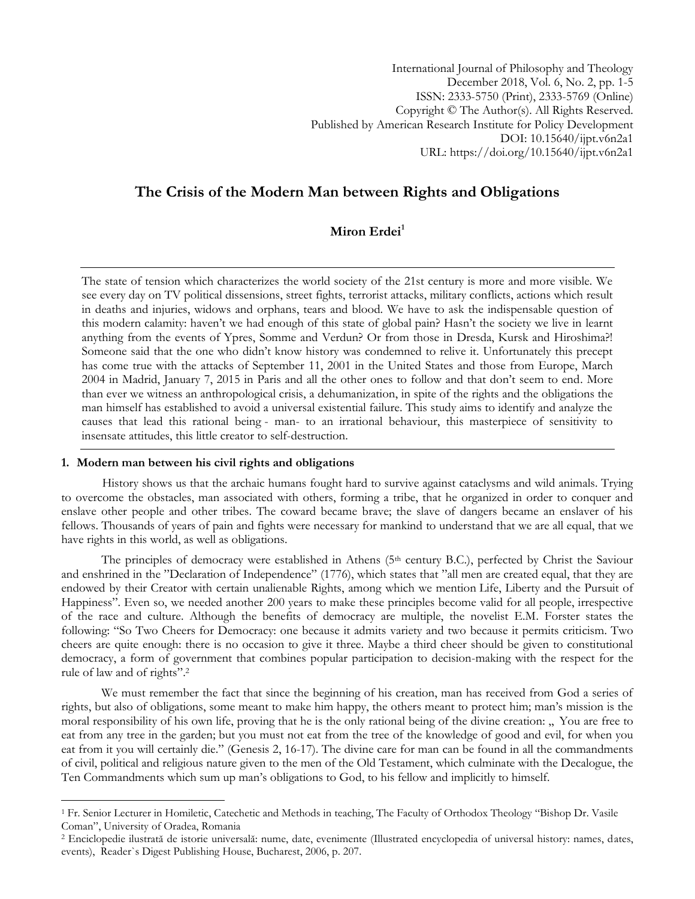International Journal of Philosophy and Theology
December 2018, Vol. 6, No. 2, pp. 1-5
ISSN: 2333-5750 (Print), 2333-5769 (Online)
Copyright © The Author(s). All Rights Reserved.
Published by American Research Institute for Policy Development
DOI: 10.15640/ijpt.v6n2a1
URL: https://doi.org/10.15640/ijpt.v6n2a1

# The Crisis of the Modern Man between Rights and Obligations

**Miron Erdei**[1]

---

The state of tension which characterizes the world society of the 21st century is more and more visible. We see every day on TV political dissensions, street fights, terrorist attacks, military conflicts, actions which result in deaths and injuries, widows and orphans, tears and blood. We have to ask the indispensable question of this modern calamity: haven't we had enough of this state of global pain? Hasn't the society we live in learnt anything from the events of Ypres, Somme and Verdun? Or from those in Dresda, Kursk and Hiroshima?! Someone said that the one who didn't know history was condemned to relive it. Unfortunately this precept has come true with the attacks of September 11, 2001 in the United States and those from Europe, March 2004 in Madrid, January 7, 2015 in Paris and all the other ones to follow and that don't seem to end. More than ever we witness an anthropological crisis, a dehumanization, in spite of the rights and the obligations the man himself has established to avoid a universal existential failure. This study aims to identify and analyze the causes that lead this rational being - man- to an irrational behaviour, this masterpiece of sensitivity to insensate attitudes, this little creator to self-destruction.

---

## 1. Modern man between his civil rights and obligations

History shows us that the archaic humans fought hard to survive against cataclysms and wild animals. Trying to overcome the obstacles, man associated with others, forming a tribe, that he organized in order to conquer and enslave other people and other tribes. The coward became brave; the slave of dangers became an enslaver of his fellows. Thousands of years of pain and fights were necessary for mankind to understand that we are all equal, that we have rights in this world, as well as obligations.

The principles of democracy were established in Athens (5th century B.C.), perfected by Christ the Saviour and enshrined in the "Declaration of Independence" (1776), which states that "all men are created equal, that they are endowed by their Creator with certain unalienable Rights, among which we mention Life, Liberty and the Pursuit of Happiness". Even so, we needed another 200 years to make these principles become valid for all people, irrespective of the race and culture. Although the benefits of democracy are multiple, the novelist E.M. Forster states the following: "So Two Cheers for Democracy: one because it admits variety and two because it permits criticism. Two cheers are quite enough: there is no occasion to give it three. Maybe a third cheer should be given to constitutional democracy, a form of government that combines popular participation to decision-making with the respect for the rule of law and of rights".[2]

We must remember the fact that since the beginning of his creation, man has received from God a series of rights, but also of obligations, some meant to make him happy, the others meant to protect him; man's mission is the moral responsibility of his own life, proving that he is the only rational being of the divine creation: „ You are free to eat from any tree in the garden; but you must not eat from the tree of the knowledge of good and evil, for when you eat from it you will certainly die." (Genesis 2, 16-17). The divine care for man can be found in all the commandments of civil, political and religious nature given to the men of the Old Testament, which culminate with the Decalogue, the Ten Commandments which sum up man's obligations to God, to his fellow and implicitly to himself.

---

[1] Fr. Senior Lecturer in Homiletic, Catechetic and Methods in teaching, The Faculty of Orthodox Theology "Bishop Dr. Vasile Coman", University of Oradea, Romania

[2] Enciclopedie ilustrată de istorie universală: nume, date, evenimente (Illustrated encyclopedia of universal history: names, dates, events), Reader`s Digest Publishing House, Bucharest, 2006, p. 207.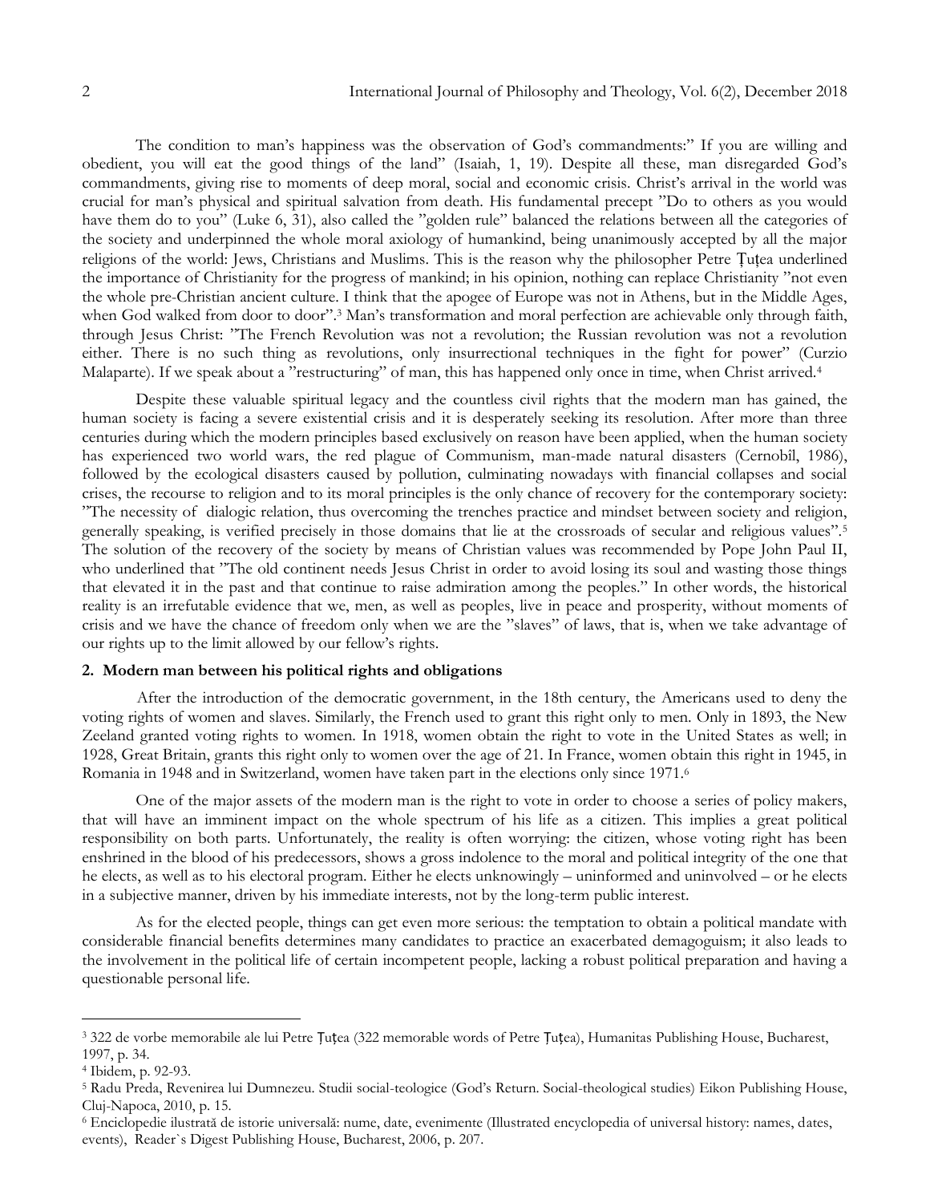The condition to man's happiness was the observation of God's commandments:" If you are willing and obedient, you will eat the good things of the land" (Isaiah, 1, 19). Despite all these, man disregarded God's commandments, giving rise to moments of deep moral, social and economic crisis. Christ's arrival in the world was crucial for man's physical and spiritual salvation from death. His fundamental precept "Do to others as you would have them do to you" (Luke 6, 31), also called the "golden rule" balanced the relations between all the categories of the society and underpinned the whole moral axiology of humankind, being unanimously accepted by all the major religions of the world: Jews, Christians and Muslims. This is the reason why the philosopher Petre Țuțea underlined the importance of Christianity for the progress of mankind; in his opinion, nothing can replace Christianity "not even the whole pre-Christian ancient culture. I think that the apogee of Europe was not in Athens, but in the Middle Ages, when God walked from door to door".[3] Man's transformation and moral perfection are achievable only through faith, through Jesus Christ: "The French Revolution was not a revolution; the Russian revolution was not a revolution either. There is no such thing as revolutions, only insurrectional techniques in the fight for power" (Curzio Malaparte). If we speak about a "restructuring" of man, this has happened only once in time, when Christ arrived.[4]

Despite these valuable spiritual legacy and the countless civil rights that the modern man has gained, the human society is facing a severe existential crisis and it is desperately seeking its resolution. After more than three centuries during which the modern principles based exclusively on reason have been applied, when the human society has experienced two world wars, the red plague of Communism, man-made natural disasters (Cernobîl, 1986), followed by the ecological disasters caused by pollution, culminating nowadays with financial collapses and social crises, the recourse to religion and to its moral principles is the only chance of recovery for the contemporary society: "The necessity of dialogic relation, thus overcoming the trenches practice and mindset between society and religion, generally speaking, is verified precisely in those domains that lie at the crossroads of secular and religious values".[5] The solution of the recovery of the society by means of Christian values was recommended by Pope John Paul II, who underlined that "The old continent needs Jesus Christ in order to avoid losing its soul and wasting those things that elevated it in the past and that continue to raise admiration among the peoples." In other words, the historical reality is an irrefutable evidence that we, men, as well as peoples, live in peace and prosperity, without moments of crisis and we have the chance of freedom only when we are the "slaves" of laws, that is, when we take advantage of our rights up to the limit allowed by our fellow's rights.

## 2. Modern man between his political rights and obligations

After the introduction of the democratic government, in the 18th century, the Americans used to deny the voting rights of women and slaves. Similarly, the French used to grant this right only to men. Only in 1893, the New Zeeland granted voting rights to women. In 1918, women obtain the right to vote in the United States as well; in 1928, Great Britain, grants this right only to women over the age of 21. In France, women obtain this right in 1945, in Romania in 1948 and in Switzerland, women have taken part in the elections only since 1971.[6]

One of the major assets of the modern man is the right to vote in order to choose a series of policy makers, that will have an imminent impact on the whole spectrum of his life as a citizen. This implies a great political responsibility on both parts. Unfortunately, the reality is often worrying: the citizen, whose voting right has been enshrined in the blood of his predecessors, shows a gross indolence to the moral and political integrity of the one that he elects, as well as to his electoral program. Either he elects unknowingly – uninformed and uninvolved – or he elects in a subjective manner, driven by his immediate interests, not by the long-term public interest.

As for the elected people, things can get even more serious: the temptation to obtain a political mandate with considerable financial benefits determines many candidates to practice an exacerbated demagoguism; it also leads to the involvement in the political life of certain incompetent people, lacking a robust political preparation and having a questionable personal life.

---

[3] 322 de vorbe memorabile ale lui Petre Țuțea (322 memorable words of Petre Țuțea), Humanitas Publishing House, Bucharest, 1997, p. 34.

[4] Ibidem, p. 92-93.

[5] Radu Preda, Revenirea lui Dumnezeu. Studii social-teologice (God's Return. Social-theological studies) Eikon Publishing House, Cluj-Napoca, 2010, p. 15.

[6] Enciclopedie ilustrată de istorie universală: nume, date, evenimente (Illustrated encyclopedia of universal history: names, dates, events), Reader`s Digest Publishing House, Bucharest, 2006, p. 207.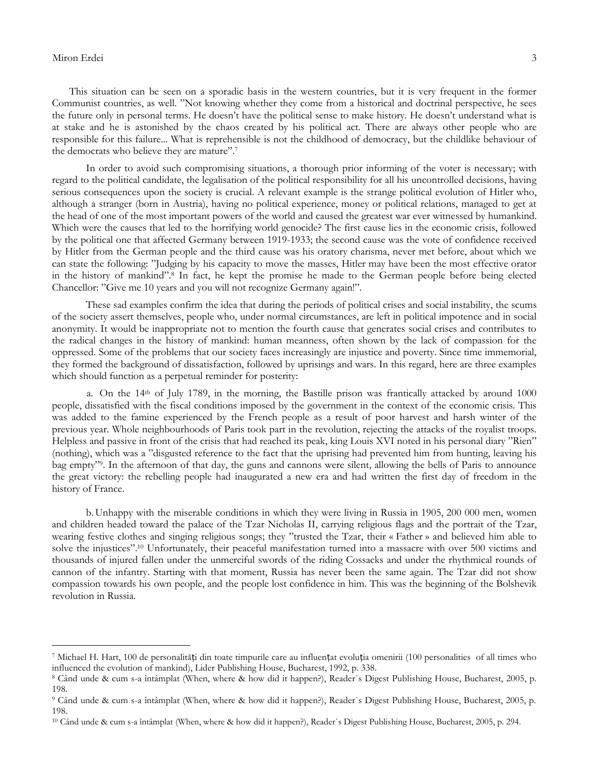This situation can be seen on a sporadic basis in the western countries, but it is very frequent in the former Communist countries, as well. "Not knowing whether they come from a historical and doctrinal perspective, he sees the future only in personal terms. He doesn't have the political sense to make history. He doesn't understand what is at stake and he is astonished by the chaos created by his political act. There are always other people who are responsible for this failure... What is reprehensible is not the childhood of democracy, but the childlike behaviour of the democrats who believe they are mature".[7]

In order to avoid such compromising situations, a thorough prior informing of the voter is necessary; with regard to the political candidate, the legalisation of the political responsibility for all his uncontrolled decisions, having serious consequences upon the society is crucial. A relevant example is the strange political evolution of Hitler who, although a stranger (born in Austria), having no political experience, money or political relations, managed to get at the head of one of the most important powers of the world and caused the greatest war ever witnessed by humankind. Which were the causes that led to the horrifying world genocide? The first cause lies in the economic crisis, followed by the political one that affected Germany between 1919-1933; the second cause was the vote of confidence received by Hitler from the German people and the third cause was his oratory charisma, never met before, about which we can state the following: "Judging by his capacity to move the masses, Hitler may have been the most effective orator in the history of mankind".[8] In fact, he kept the promise he made to the German people before being elected Chancellor: "Give me 10 years and you will not recognize Germany again!".

These sad examples confirm the idea that during the periods of political crises and social instability, the scums of the society assert themselves, people who, under normal circumstances, are left in political impotence and in social anonymity. It would be inappropriate not to mention the fourth cause that generates social crises and contributes to the radical changes in the history of mankind: human meanness, often shown by the lack of compassion for the oppressed. Some of the problems that our society faces increasingly are injustice and poverty. Since time immemorial, they formed the background of dissatisfaction, followed by uprisings and wars. In this regard, here are three examples which should function as a perpetual reminder for posterity:

a. On the 14th of July 1789, in the morning, the Bastille prison was frantically attacked by around 1000 people, dissatisfied with the fiscal conditions imposed by the government in the context of the economic crisis. This was added to the famine experienced by the French people as a result of poor harvest and harsh winter of the previous year. Whole neighbourhoods of Paris took part in the revolution, rejecting the attacks of the royalist troops. Helpless and passive in front of the crisis that had reached its peak, king Louis XVI noted in his personal diary "Rien" (nothing), which was a "disgusted reference to the fact that the uprising had prevented him from hunting, leaving his bag empty"[9]. In the afternoon of that day, the guns and cannons were silent, allowing the bells of Paris to announce the great victory: the rebelling people had inaugurated a new era and had written the first day of freedom in the history of France.

b. Unhappy with the miserable conditions in which they were living in Russia in 1905, 200 000 men, women and children headed toward the palace of the Tzar Nicholas II, carrying religious flags and the portrait of the Tzar, wearing festive clothes and singing religious songs; they "trusted the Tzar, their « Father » and believed him able to solve the injustices".[10] Unfortunately, their peaceful manifestation turned into a massacre with over 500 victims and thousands of injured fallen under the unmerciful swords of the riding Cossacks and under the rhythmical rounds of cannon of the infantry. Starting with that moment, Russia has never been the same again. The Tzar did not show compassion towards his own people, and the people lost confidence in him. This was the beginning of the Bolshevik revolution in Russia.

---

[7] Michael H. Hart, 100 de personalități din toate timpurile care au influențat evoluția omenirii (100 personalities of all times who influenced the evolution of mankind), Lider Publishing House, Bucharest, 1992, p. 338.

[8] Când unde & cum s-a întâmplat (When, where & how did it happen?), Reader`s Digest Publishing House, Bucharest, 2005, p. 198.

[9] Când unde & cum s-a întâmplat (When, where & how did it happen?), Reader`s Digest Publishing House, Bucharest, 2005, p. 198.

[10] Când unde & cum s-a întâmplat (When, where & how did it happen?), Reader`s Digest Publishing House, Bucharest, 2005, p. 294.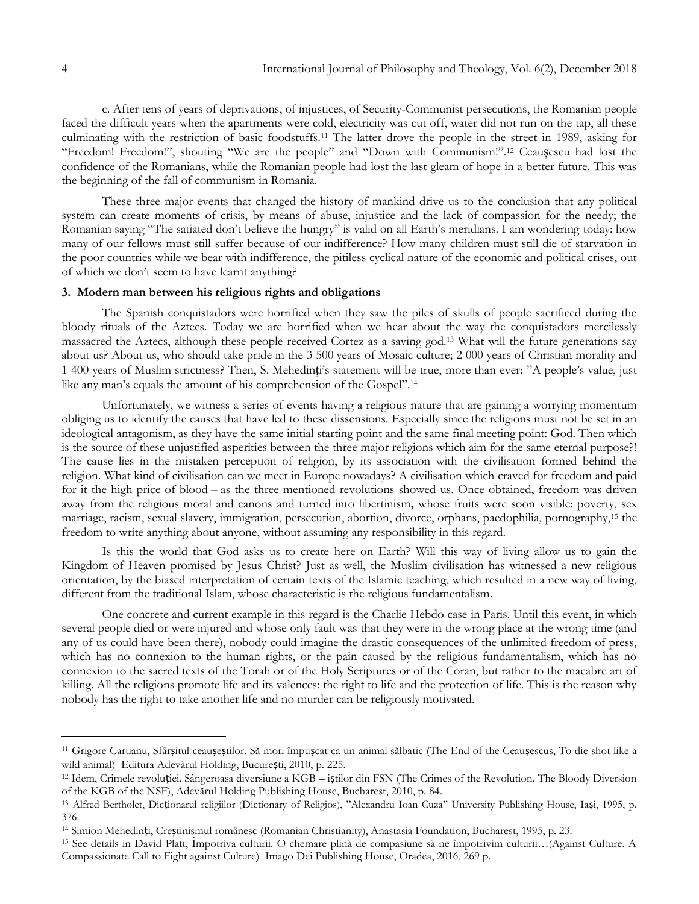c. After tens of years of deprivations, of injustices, of Security-Communist persecutions, the Romanian people faced the difficult years when the apartments were cold, electricity was cut off, water did not run on the tap, all these culminating with the restriction of basic foodstuffs.[11] The latter drove the people in the street in 1989, asking for "Freedom! Freedom!", shouting "We are the people" and "Down with Communism!".[12] Ceaușescu had lost the confidence of the Romanians, while the Romanian people had lost the last gleam of hope in a better future. This was the beginning of the fall of communism in Romania.

These three major events that changed the history of mankind drive us to the conclusion that any political system can create moments of crisis, by means of abuse, injustice and the lack of compassion for the needy; the Romanian saying "The satiated don't believe the hungry" is valid on all Earth's meridians. I am wondering today: how many of our fellows must still suffer because of our indifference? How many children must still die of starvation in the poor countries while we bear with indifference, the pitiless cyclical nature of the economic and political crises, out of which we don't seem to have learnt anything?

### 3. Modern man between his religious rights and obligations

The Spanish conquistadors were horrified when they saw the piles of skulls of people sacrificed during the bloody rituals of the Aztecs. Today we are horrified when we hear about the way the conquistadors mercilessly massacred the Aztecs, although these people received Cortez as a saving god.[13] What will the future generations say about us? About us, who should take pride in the 3 500 years of Mosaic culture; 2 000 years of Christian morality and 1 400 years of Muslim strictness? Then, S. Mehedinți's statement will be true, more than ever: "A people's value, just like any man's equals the amount of his comprehension of the Gospel".[14]

Unfortunately, we witness a series of events having a religious nature that are gaining a worrying momentum obliging us to identify the causes that have led to these dissensions. Especially since the religions must not be set in an ideological antagonism, as they have the same initial starting point and the same final meeting point: God. Then which is the source of these unjustified asperities between the three major religions which aim for the same eternal purpose?! The cause lies in the mistaken perception of religion, by its association with the civilisation formed behind the religion. What kind of civilisation can we meet in Europe nowadays? A civilisation which craved for freedom and paid for it the high price of blood – as the three mentioned revolutions showed us. Once obtained, freedom was driven away from the religious moral and canons and turned into libertinism**,** whose fruits were soon visible: poverty, sex marriage, racism, sexual slavery, immigration, persecution, abortion, divorce, orphans, paedophilia, pornography,[15] the freedom to write anything about anyone, without assuming any responsibility in this regard.

Is this the world that God asks us to create here on Earth? Will this way of living allow us to gain the Kingdom of Heaven promised by Jesus Christ? Just as well, the Muslim civilisation has witnessed a new religious orientation, by the biased interpretation of certain texts of the Islamic teaching, which resulted in a new way of living, different from the traditional Islam, whose characteristic is the religious fundamentalism.

One concrete and current example in this regard is the Charlie Hebdo case in Paris. Until this event, in which several people died or were injured and whose only fault was that they were in the wrong place at the wrong time (and any of us could have been there), nobody could imagine the drastic consequences of the unlimited freedom of press, which has no connexion to the human rights, or the pain caused by the religious fundamentalism, which has no connexion to the sacred texts of the Torah or of the Holy Scriptures or of the Coran, but rather to the macabre art of killing. All the religions promote life and its valences: the right to life and the protection of life. This is the reason why nobody has the right to take another life and no murder can be religiously motivated.

---

[11] Grigore Cartianu, Sfârșitul ceaușeștilor. Să mori împușcat ca un animal sălbatic (The End of the Ceaușescus, To die shot like a wild animal) Editura Adevărul Holding, București, 2010, p. 225.

[12] Idem, Crimele revoluției. Sângeroasa diversiune a KGB – iștilor din FSN (The Crimes of the Revolution. The Bloody Diversion of the KGB of the NSF), Adevărul Holding Publishing House, Bucharest, 2010, p. 84.

[13] Alfred Bertholet, Dicționarul religiilor (Dictionary of Religios), "Alexandru Ioan Cuza" University Publishing House, Iași, 1995, p. 376.

[14] Simion Mehedinți, Creștinismul românesc (Romanian Christianity), Anastasia Foundation, Bucharest, 1995, p. 23.

[15] See details in David Platt, Împotriva culturii. O chemare plină de compasiune să ne împotrivim culturii…(Against Culture. A Compassionate Call to Fight against Culture) Imago Dei Publishing House, Oradea, 2016, 269 p.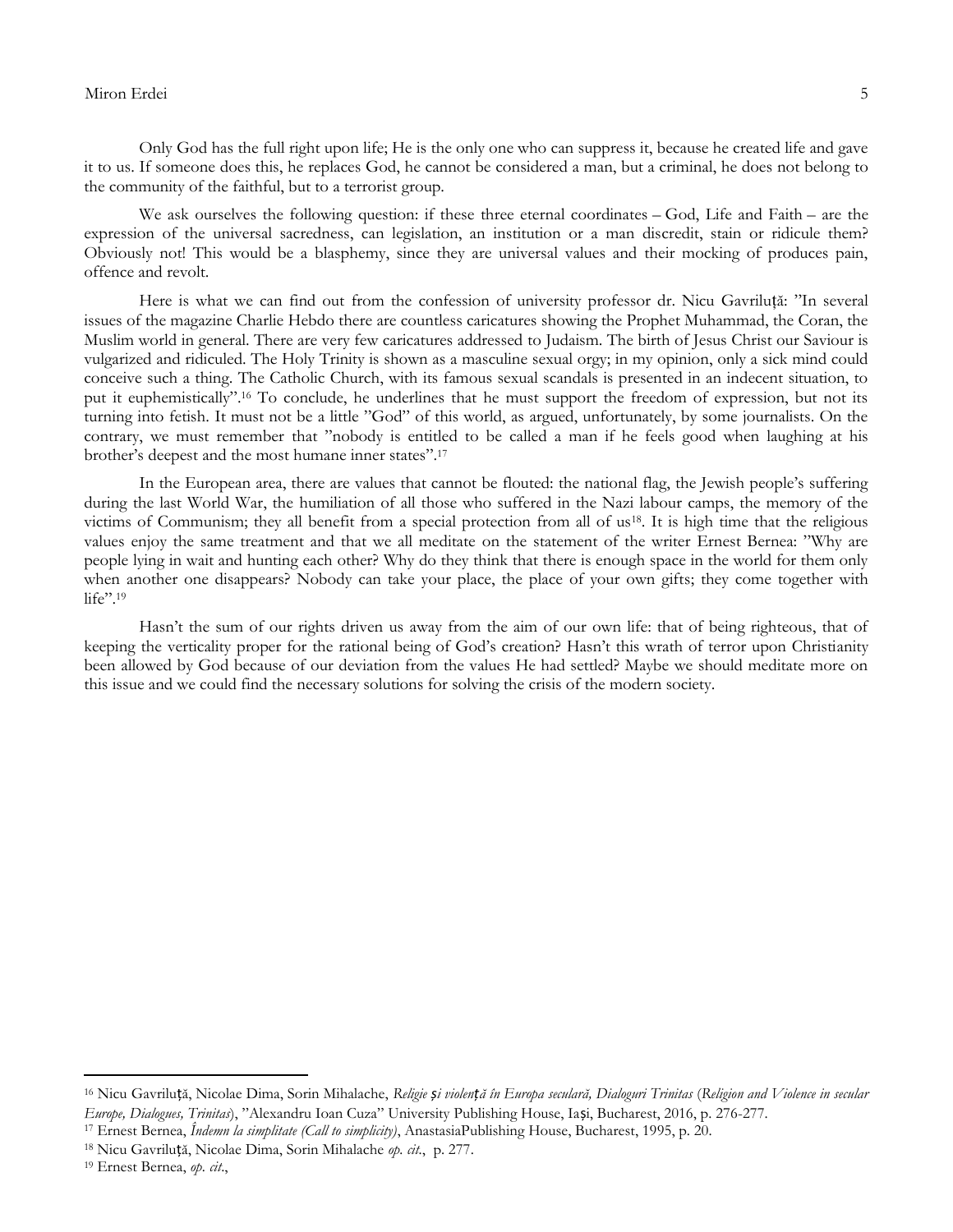Only God has the full right upon life; He is the only one who can suppress it, because he created life and gave it to us. If someone does this, he replaces God, he cannot be considered a man, but a criminal, he does not belong to the community of the faithful, but to a terrorist group.

We ask ourselves the following question: if these three eternal coordinates – God, Life and Faith – are the expression of the universal sacredness, can legislation, an institution or a man discredit, stain or ridicule them? Obviously not! This would be a blasphemy, since they are universal values and their mocking of produces pain, offence and revolt.

Here is what we can find out from the confession of university professor dr. Nicu Gavriluță: "In several issues of the magazine Charlie Hebdo there are countless caricatures showing the Prophet Muhammad, the Coran, the Muslim world in general. There are very few caricatures addressed to Judaism. The birth of Jesus Christ our Saviour is vulgarized and ridiculed. The Holy Trinity is shown as a masculine sexual orgy; in my opinion, only a sick mind could conceive such a thing. The Catholic Church, with its famous sexual scandals is presented in an indecent situation, to put it euphemistically".[16] To conclude, he underlines that he must support the freedom of expression, but not its turning into fetish. It must not be a little "God" of this world, as argued, unfortunately, by some journalists. On the contrary, we must remember that "nobody is entitled to be called a man if he feels good when laughing at his brother's deepest and the most humane inner states".[17]

In the European area, there are values that cannot be flouted: the national flag, the Jewish people's suffering during the last World War, the humiliation of all those who suffered in the Nazi labour camps, the memory of the victims of Communism; they all benefit from a special protection from all of us[18]. It is high time that the religious values enjoy the same treatment and that we all meditate on the statement of the writer Ernest Bernea: "Why are people lying in wait and hunting each other? Why do they think that there is enough space in the world for them only when another one disappears? Nobody can take your place, the place of your own gifts; they come together with life".[19]

Hasn't the sum of our rights driven us away from the aim of our own life: that of being righteous, that of keeping the verticality proper for the rational being of God's creation? Hasn't this wrath of terror upon Christianity been allowed by God because of our deviation from the values He had settled? Maybe we should meditate more on this issue and we could find the necessary solutions for solving the crisis of the modern society.

---

[16] Nicu Gavriluță, Nicolae Dima, Sorin Mihalache, *Religie și violență în Europa seculară, Dialoguri Trinitas* (*Religion and Violence in secular Europe, Dialogues, Trinitas*), "Alexandru Ioan Cuza" University Publishing House, Iași, Bucharest, 2016, p. 276-277.

[17] Ernest Bernea, *Îndemn la simplitate (Call to simplicity)*, AnastasiaPublishing House, Bucharest, 1995, p. 20.

[18] Nicu Gavriluță, Nicolae Dima, Sorin Mihalache *op. cit.*, p. 277.

[19] Ernest Bernea, *op. cit.*,